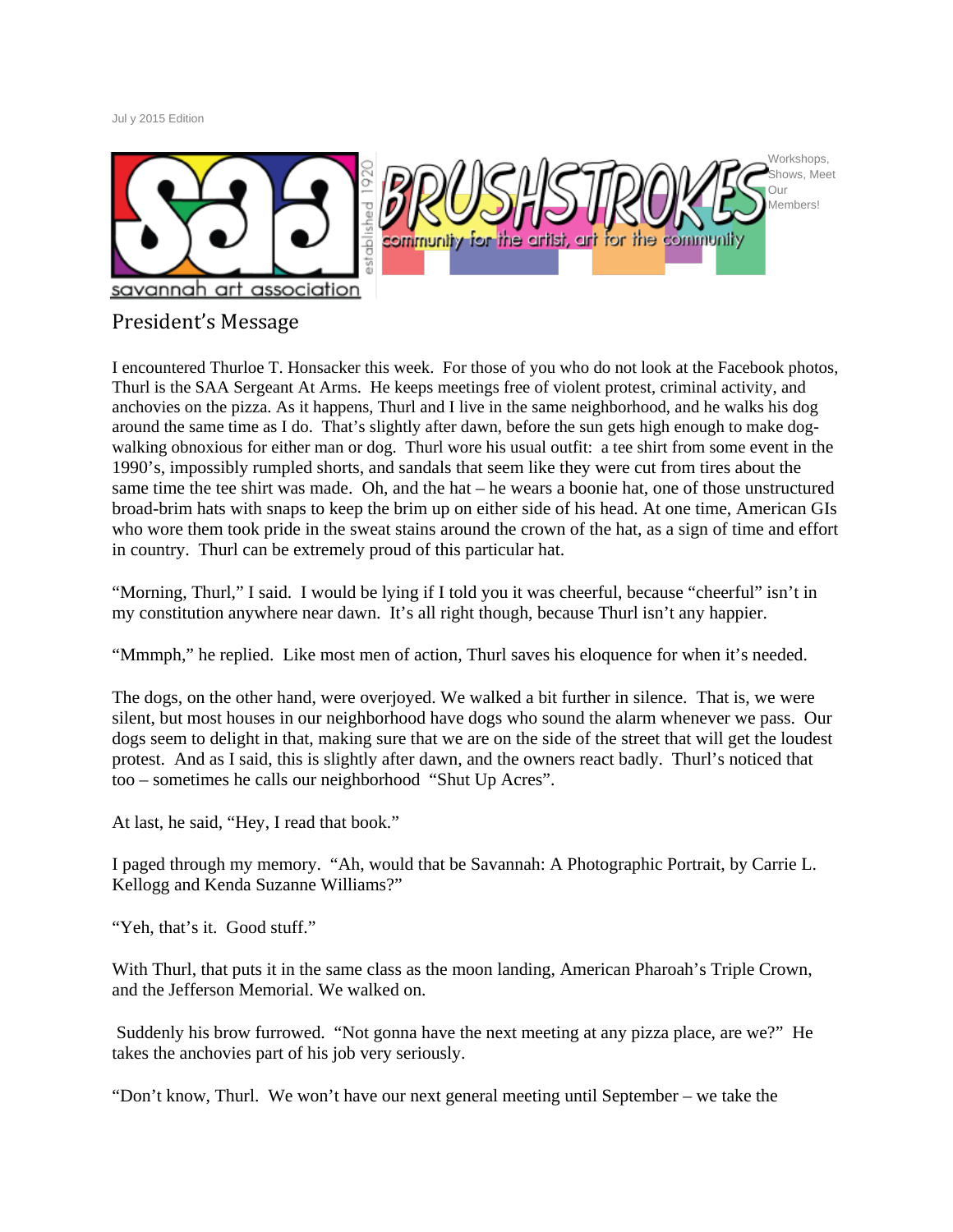Jul y 2015 Edition

savannah art association — established 1920

BRUSHSTROKES — community for the artist, art for the community

Workshops, Shows, Meet Our Members!

## President's Message

I encountered Thurloe T. Honsacker this week. For those of you who do not look at the Facebook photos, Thurl is the SAA Sergeant At Arms. He keeps meetings free of violent protest, criminal activity, and anchovies on the pizza. As it happens, Thurl and I live in the same neighborhood, and he walks his dog around the same time as I do. That's slightly after dawn, before the sun gets high enough to make dog-walking obnoxious for either man or dog. Thurl wore his usual outfit: a tee shirt from some event in the 1990's, impossibly rumpled shorts, and sandals that seem like they were cut from tires about the same time the tee shirt was made. Oh, and the hat – he wears a boonie hat, one of those unstructured broad-brim hats with snaps to keep the brim up on either side of his head. At one time, American GIs who wore them took pride in the sweat stains around the crown of the hat, as a sign of time and effort in country. Thurl can be extremely proud of this particular hat.

"Morning, Thurl," I said. I would be lying if I told you it was cheerful, because "cheerful" isn't in my constitution anywhere near dawn. It's all right though, because Thurl isn't any happier.

"Mmmph," he replied. Like most men of action, Thurl saves his eloquence for when it's needed.

The dogs, on the other hand, were overjoyed. We walked a bit further in silence. That is, we were silent, but most houses in our neighborhood have dogs who sound the alarm whenever we pass. Our dogs seem to delight in that, making sure that we are on the side of the street that will get the loudest protest. And as I said, this is slightly after dawn, and the owners react badly. Thurl's noticed that too – sometimes he calls our neighborhood "Shut Up Acres".

At last, he said, "Hey, I read that book."

I paged through my memory. "Ah, would that be Savannah: A Photographic Portrait, by Carrie L. Kellogg and Kenda Suzanne Williams?"

"Yeh, that's it. Good stuff."

With Thurl, that puts it in the same class as the moon landing, American Pharoah's Triple Crown, and the Jefferson Memorial. We walked on.

Suddenly his brow furrowed. "Not gonna have the next meeting at any pizza place, are we?" He takes the anchovies part of his job very seriously.

"Don't know, Thurl. We won't have our next general meeting until September – we take the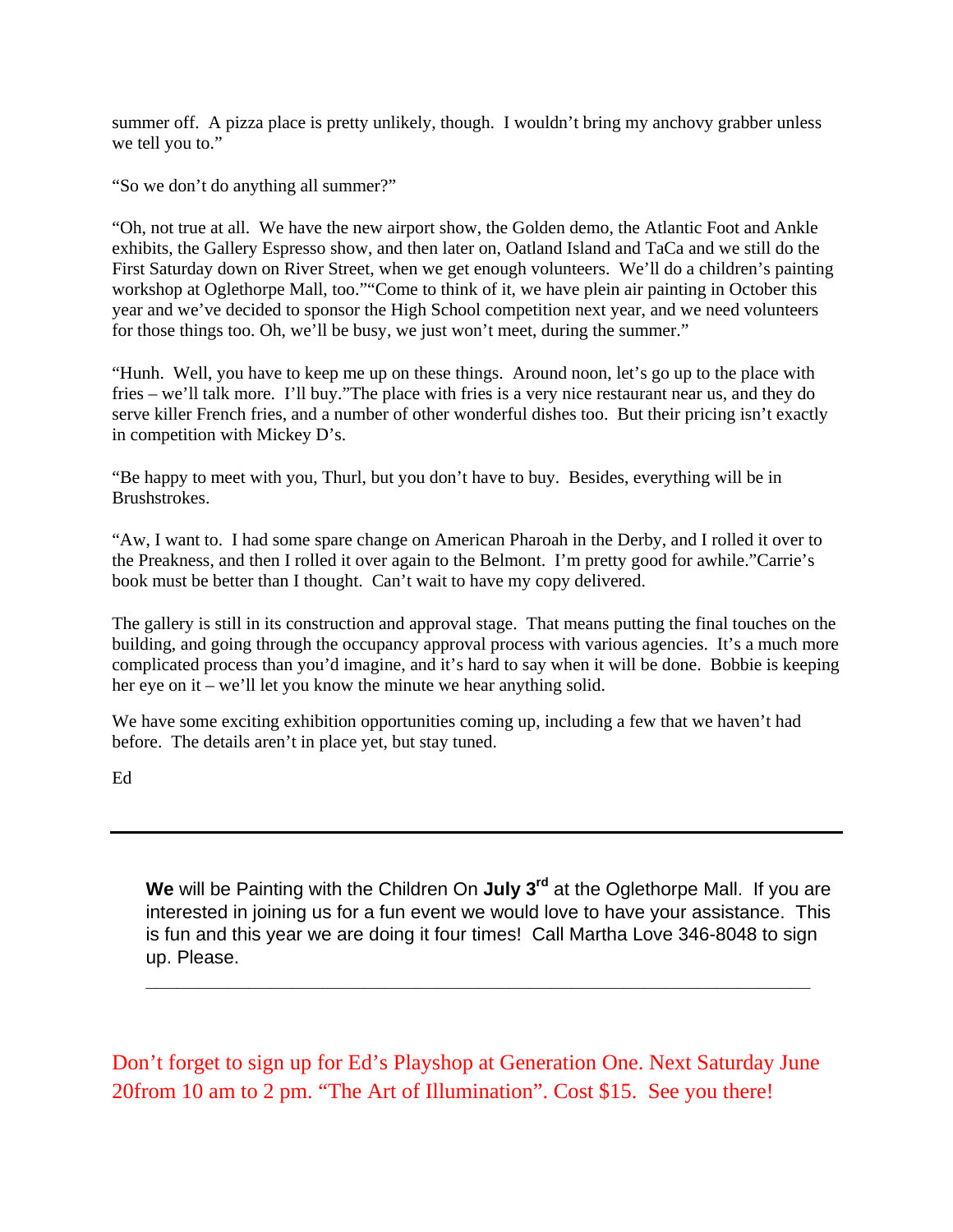summer off. A pizza place is pretty unlikely, though. I wouldn't bring my anchovy grabber unless we tell you to."

"So we don't do anything all summer?"

"Oh, not true at all. We have the new airport show, the Golden demo, the Atlantic Foot and Ankle exhibits, the Gallery Espresso show, and then later on, Oatland Island and TaCa and we still do the First Saturday down on River Street, when we get enough volunteers. We'll do a children's painting workshop at Oglethorpe Mall, too.""Come to think of it, we have plein air painting in October this year and we've decided to sponsor the High School competition next year, and we need volunteers for those things too. Oh, we'll be busy, we just won't meet, during the summer."

"Hunh. Well, you have to keep me up on these things. Around noon, let's go up to the place with fries – we'll talk more. I'll buy."The place with fries is a very nice restaurant near us, and they do serve killer French fries, and a number of other wonderful dishes too. But their pricing isn't exactly in competition with Mickey D's.

"Be happy to meet with you, Thurl, but you don't have to buy. Besides, everything will be in Brushstrokes.

"Aw, I want to. I had some spare change on American Pharoah in the Derby, and I rolled it over to the Preakness, and then I rolled it over again to the Belmont. I'm pretty good for awhile."Carrie's book must be better than I thought. Can't wait to have my copy delivered.

The gallery is still in its construction and approval stage. That means putting the final touches on the building, and going through the occupancy approval process with various agencies. It's a much more complicated process than you'd imagine, and it's hard to say when it will be done. Bobbie is keeping her eye on it – we'll let you know the minute we hear anything solid.

We have some exciting exhibition opportunities coming up, including a few that we haven't had before. The details aren't in place yet, but stay tuned.

Ed

---

**We** will be Painting with the Children On **July 3rd** at the Oglethorpe Mall. If you are interested in joining us for a fun event we would love to have your assistance. This is fun and this year we are doing it four times! Call Martha Love 346-8048 to sign up. Please.

---

Don't forget to sign up for Ed's Playshop at Generation One. Next Saturday June 20from 10 am to 2 pm. "The Art of Illumination". Cost $15. See you there!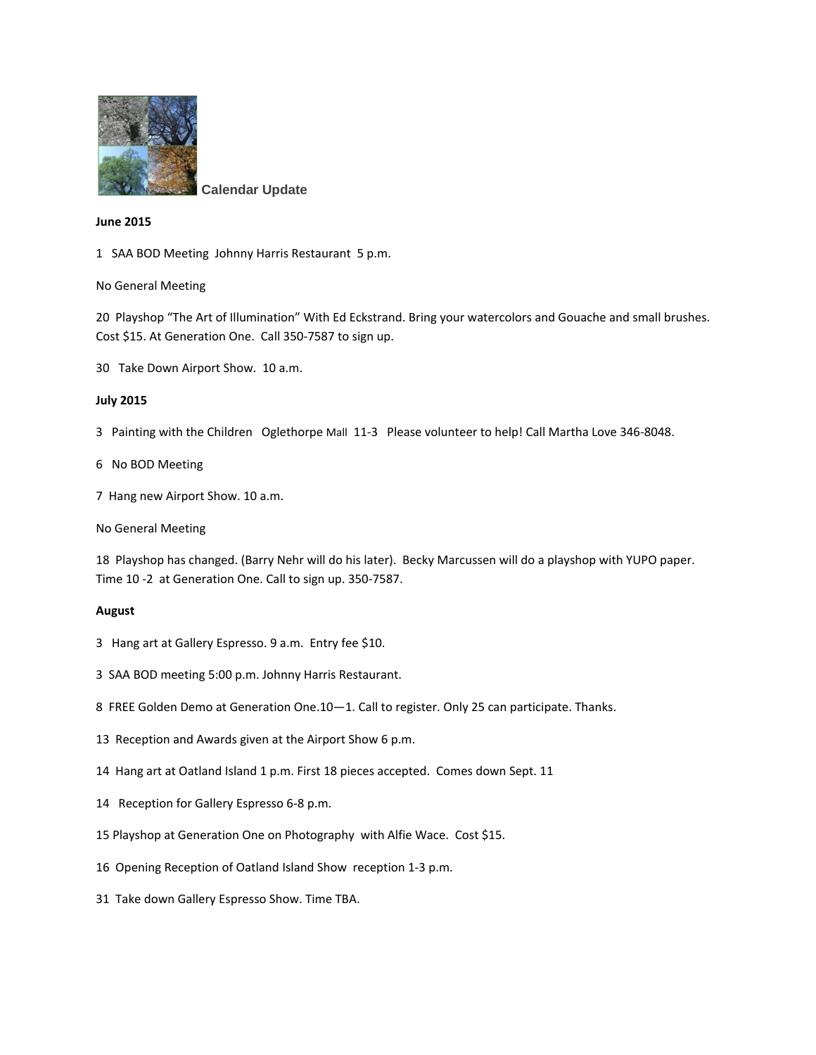## Calendar Update

**June 2015**

1 SAA BOD Meeting Johnny Harris Restaurant 5 p.m.

No General Meeting

20 Playshop “The Art of Illumination” With Ed Eckstrand. Bring your watercolors and Gouache and small brushes. Cost $15. At Generation One. Call 350-7587 to sign up.

30 Take Down Airport Show. 10 a.m.

**July 2015**

3 Painting with the Children Oglethorpe Mall 11-3 Please volunteer to help! Call Martha Love 346-8048.

6 No BOD Meeting

7 Hang new Airport Show. 10 a.m.

No General Meeting

18 Playshop has changed. (Barry Nehr will do his later). Becky Marcussen will do a playshop with YUPO paper. Time 10 -2 at Generation One. Call to sign up. 350-7587.

**August**

3 Hang art at Gallery Espresso. 9 a.m. Entry fee $10.

3 SAA BOD meeting 5:00 p.m. Johnny Harris Restaurant.

8 FREE Golden Demo at Generation One.10—1. Call to register. Only 25 can participate. Thanks.

13 Reception and Awards given at the Airport Show 6 p.m.

14 Hang art at Oatland Island 1 p.m. First 18 pieces accepted. Comes down Sept. 11

14 Reception for Gallery Espresso 6-8 p.m.

15 Playshop at Generation One on Photography with Alfie Wace. Cost $15.

16 Opening Reception of Oatland Island Show reception 1-3 p.m.

31 Take down Gallery Espresso Show. Time TBA.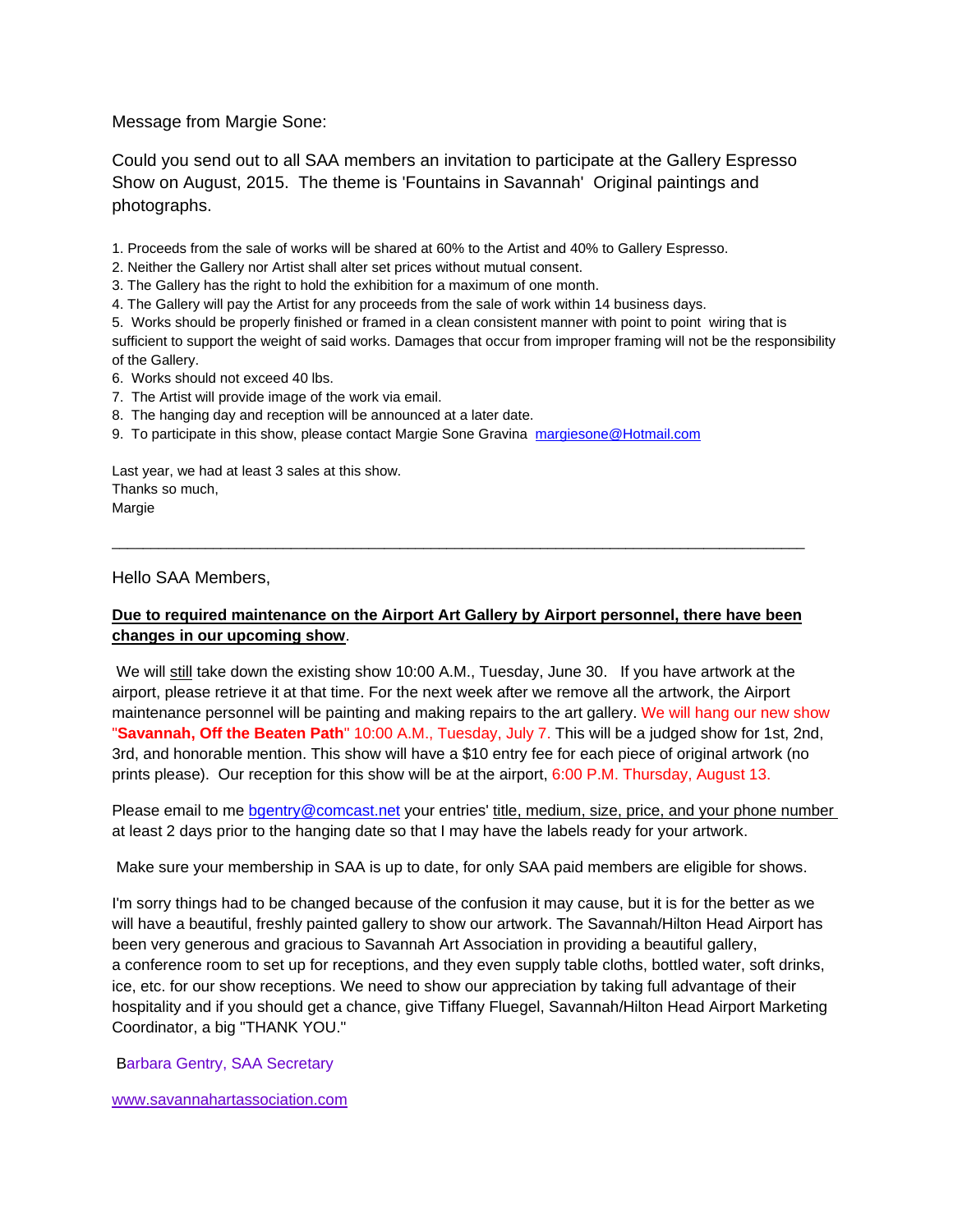Message from Margie Sone:

Could you send out to all SAA members an invitation to participate at the Gallery Espresso Show on August, 2015. The theme is 'Fountains in Savannah' Original paintings and photographs.

1. Proceeds from the sale of works will be shared at 60% to the Artist and 40% to Gallery Espresso.
2. Neither the Gallery nor Artist shall alter set prices without mutual consent.
3. The Gallery has the right to hold the exhibition for a maximum of one month.
4. The Gallery will pay the Artist for any proceeds from the sale of work within 14 business days.
5. Works should be properly finished or framed in a clean consistent manner with point to point wiring that is sufficient to support the weight of said works. Damages that occur from improper framing will not be the responsibility of the Gallery.
6. Works should not exceed 40 lbs.
7. The Artist will provide image of the work via email.
8. The hanging day and reception will be announced at a later date.
9. To participate in this show, please contact Margie Sone Gravina [margiesone@Hotmail.com](mailto:margiesone@Hotmail.com)

Last year, we had at least 3 sales at this show.
Thanks so much,
Margie

---

Hello SAA Members,

**Due to required maintenance on the Airport Art Gallery by Airport personnel, there have been changes in our upcoming show.**

We will still take down the existing show 10:00 A.M., Tuesday, June 30. If you have artwork at the airport, please retrieve it at that time. For the next week after we remove all the artwork, the Airport maintenance personnel will be painting and making repairs to the art gallery. We will hang our new show "**Savannah, Off the Beaten Path**" 10:00 A.M., Tuesday, July 7. This will be a judged show for 1st, 2nd, 3rd, and honorable mention. This show will have a $10 entry fee for each piece of original artwork (no prints please). Our reception for this show will be at the airport, 6:00 P.M. Thursday, August 13.

Please email to me [bgentry@comcast.net](mailto:bgentry@comcast.net) your entries' title, medium, size, price, and your phone number at least 2 days prior to the hanging date so that I may have the labels ready for your artwork.

Make sure your membership in SAA is up to date, for only SAA paid members are eligible for shows.

I'm sorry things had to be changed because of the confusion it may cause, but it is for the better as we will have a beautiful, freshly painted gallery to show our artwork. The Savannah/Hilton Head Airport has been very generous and gracious to Savannah Art Association in providing a beautiful gallery, a conference room to set up for receptions, and they even supply table cloths, bottled water, soft drinks, ice, etc. for our show receptions. We need to show our appreciation by taking full advantage of their hospitality and if you should get a chance, give Tiffany Fluegel, Savannah/Hilton Head Airport Marketing Coordinator, a big "THANK YOU."

Barbara Gentry, SAA Secretary

[www.savannahartassociation.com](http://www.savannahartassociation.com)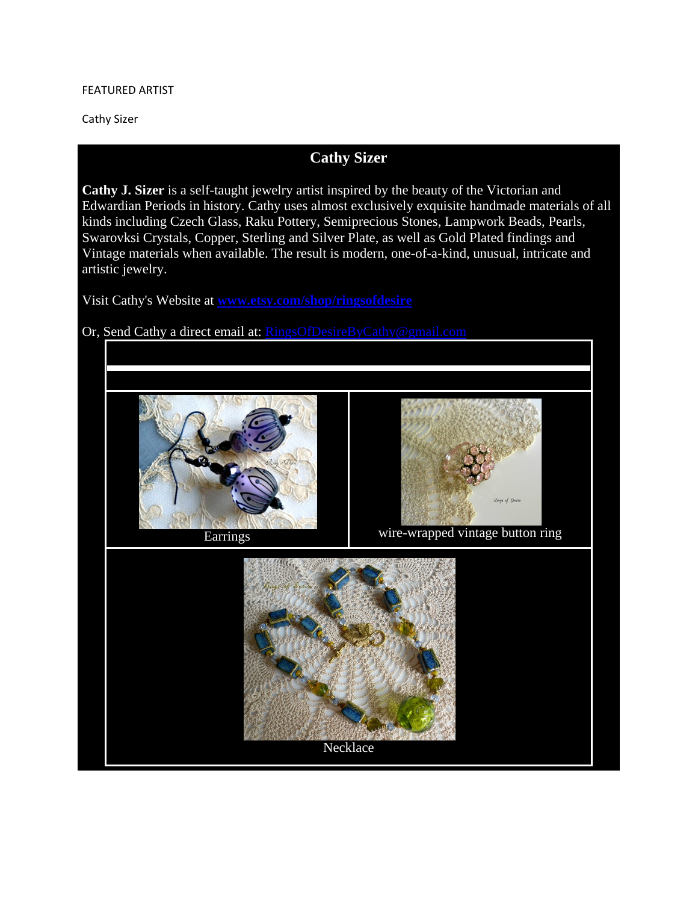FEATURED ARTIST

Cathy Sizer

## Cathy Sizer

**Cathy J. Sizer** is a self-taught jewelry artist inspired by the beauty of the Victorian and Edwardian Periods in history. Cathy uses almost exclusively exquisite handmade materials of all kinds including Czech Glass, Raku Pottery, Semiprecious Stones, Lampwork Beads, Pearls, Swarovksi Crystals, Copper, Sterling and Silver Plate, as well as Gold Plated findings and Vintage materials when available. The result is modern, one-of-a-kind, unusual, intricate and artistic jewelry.

Visit Cathy's Website at **www.etsy.com/shop/ringsofdesire**

Or, Send Cathy a direct email at: RingsOfDesireByCathy@gmail.com

Earrings

wire-wrapped vintage button ring

Necklace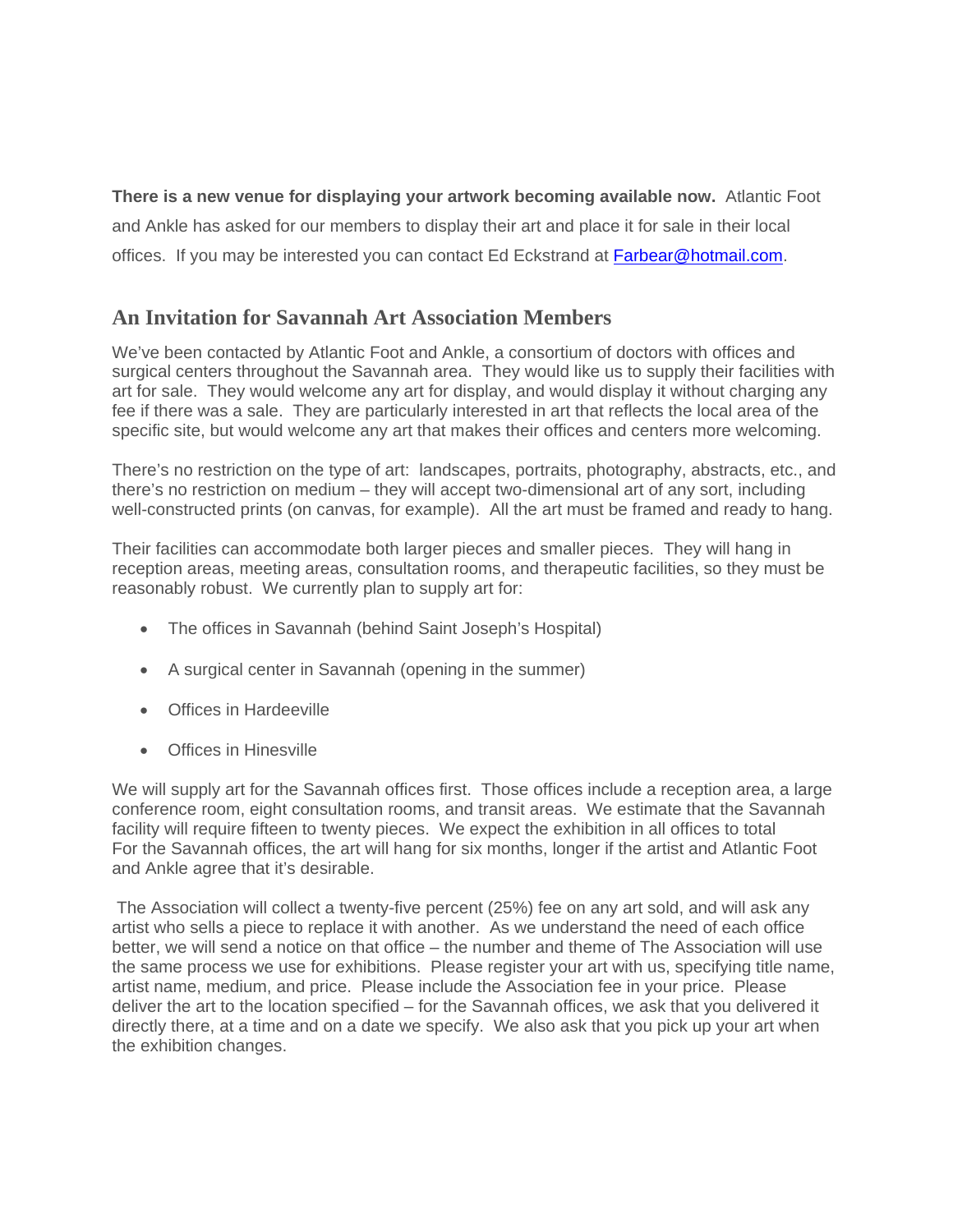**There is a new venue for displaying your artwork becoming available now.** Atlantic Foot and Ankle has asked for our members to display their art and place it for sale in their local offices. If you may be interested you can contact Ed Eckstrand at [Farbear@hotmail.com](mailto:Farbear@hotmail.com).

## An Invitation for Savannah Art Association Members

We've been contacted by Atlantic Foot and Ankle, a consortium of doctors with offices and surgical centers throughout the Savannah area. They would like us to supply their facilities with art for sale. They would welcome any art for display, and would display it without charging any fee if there was a sale. They are particularly interested in art that reflects the local area of the specific site, but would welcome any art that makes their offices and centers more welcoming.

There's no restriction on the type of art: landscapes, portraits, photography, abstracts, etc., and there's no restriction on medium – they will accept two-dimensional art of any sort, including well-constructed prints (on canvas, for example). All the art must be framed and ready to hang.

Their facilities can accommodate both larger pieces and smaller pieces. They will hang in reception areas, meeting areas, consultation rooms, and therapeutic facilities, so they must be reasonably robust. We currently plan to supply art for:

- The offices in Savannah (behind Saint Joseph's Hospital)
- A surgical center in Savannah (opening in the summer)
- Offices in Hardeeville
- Offices in Hinesville

We will supply art for the Savannah offices first. Those offices include a reception area, a large conference room, eight consultation rooms, and transit areas. We estimate that the Savannah facility will require fifteen to twenty pieces. We expect the exhibition in all offices to total
For the Savannah offices, the art will hang for six months, longer if the artist and Atlantic Foot and Ankle agree that it's desirable.

The Association will collect a twenty-five percent (25%) fee on any art sold, and will ask any artist who sells a piece to replace it with another. As we understand the need of each office better, we will send a notice on that office – the number and theme of The Association will use the same process we use for exhibitions. Please register your art with us, specifying title name, artist name, medium, and price. Please include the Association fee in your price. Please deliver the art to the location specified – for the Savannah offices, we ask that you delivered it directly there, at a time and on a date we specify. We also ask that you pick up your art when the exhibition changes.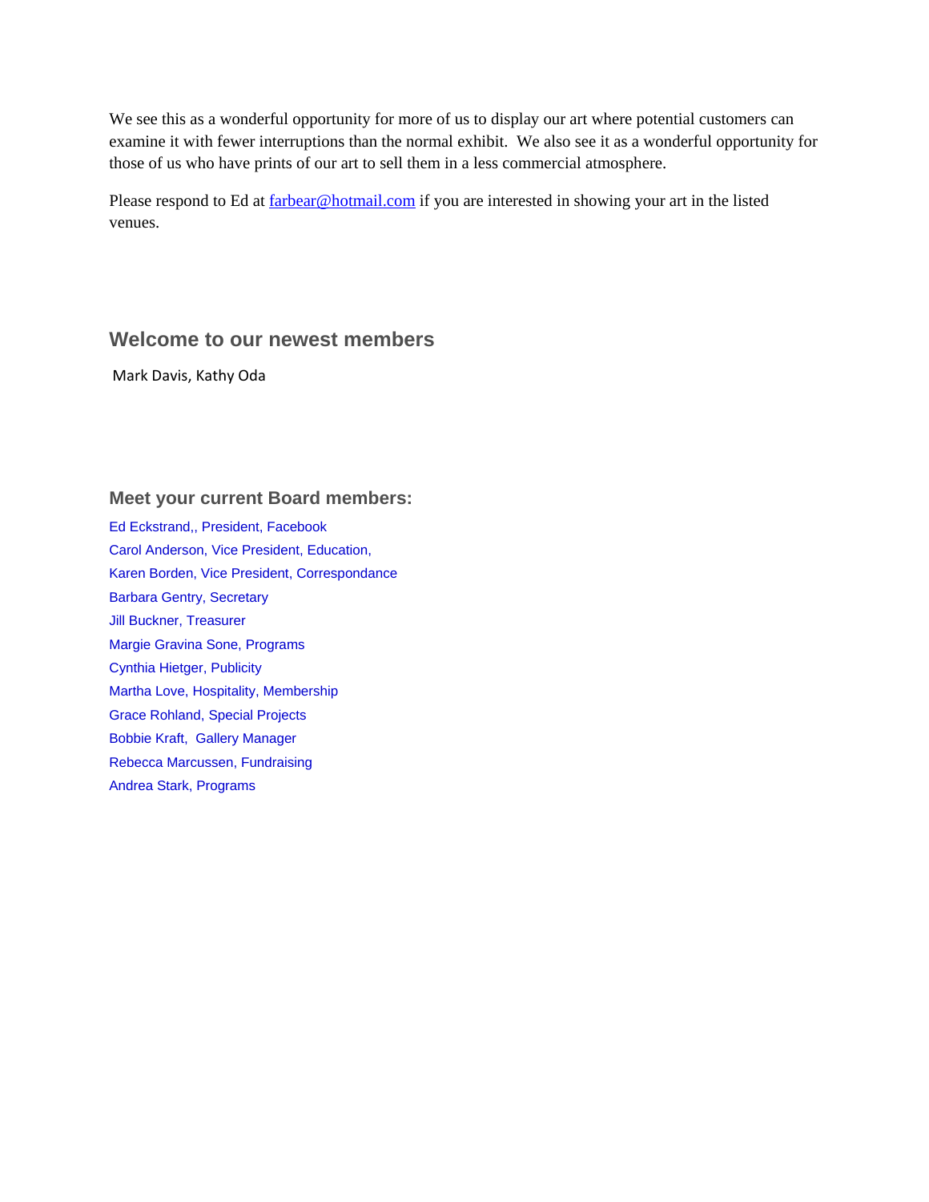We see this as a wonderful opportunity for more of us to display our art where potential customers can examine it with fewer interruptions than the normal exhibit. We also see it as a wonderful opportunity for those of us who have prints of our art to sell them in a less commercial atmosphere.

Please respond to Ed at [farbear@hotmail.com](mailto:farbear@hotmail.com) if you are interested in showing your art in the listed venues.

## Welcome to our newest members

Mark Davis, Kathy Oda

## Meet your current Board members:

Ed Eckstrand,, President, Facebook  
Carol Anderson, Vice President, Education,  
Karen Borden, Vice President, Correspondance  
Barbara Gentry, Secretary  
Jill Buckner, Treasurer  
Margie Gravina Sone, Programs  
Cynthia Hietger, Publicity  
Martha Love, Hospitality, Membership  
Grace Rohland, Special Projects  
Bobbie Kraft, Gallery Manager  
Rebecca Marcussen, Fundraising  
Andrea Stark, Programs